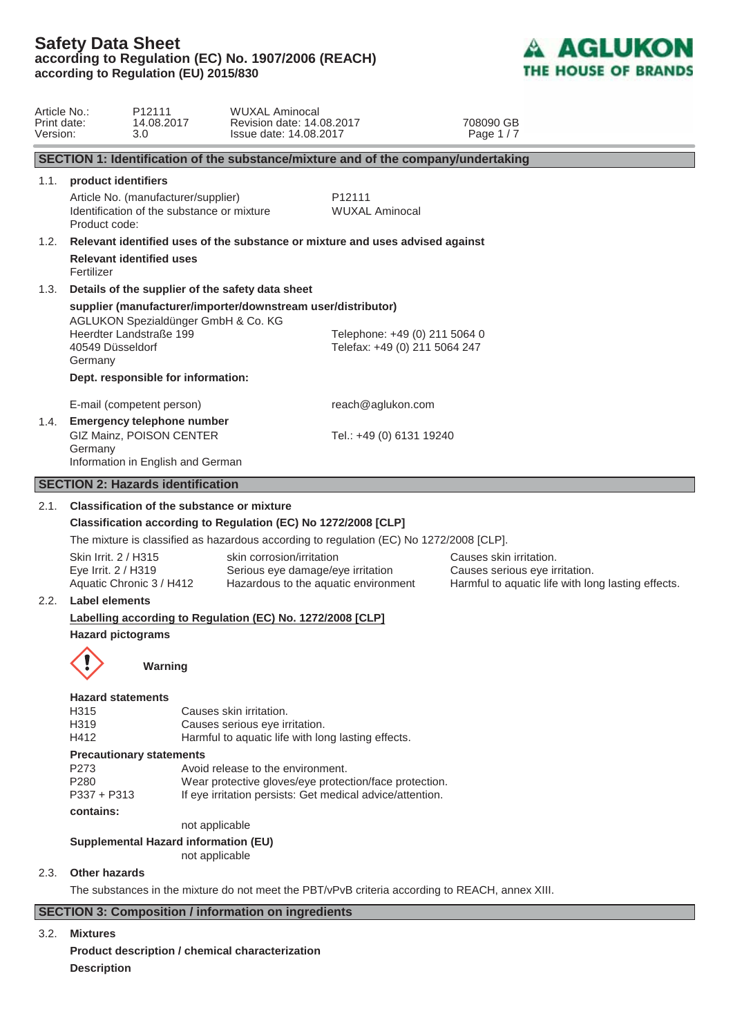# Safety Data Sheet
**according to Regulation (EC) No. 1907/2006 (REACH)**
**according to Regulation (EU) 2015/830**

| | | | |
|---|---|---|---|
| Article No.: | P12111 | WUXAL Aminocal | |
| Print date: | 14.08.2017 | Revision date: 14.08.2017 | 708090 GB |
| Version: | 3.0 | Issue date: 14.08.2017 | |

## SECTION 1: Identification of the substance/mixture and of the company/undertaking

**1.1. product identifiers**

| | |
|---|---|
| Article No. (manufacturer/supplier) | P12111 |
| Identification of the substance or mixture | WUXAL Aminocal |
| Product code: | |

**1.2. Relevant identified uses of the substance or mixture and uses advised against**

**Relevant identified uses**

Fertilizer

**1.3. Details of the supplier of the safety data sheet**

**supplier (manufacturer/importer/downstream user/distributor)**

AGLUKON Spezialdünger GmbH & Co. KG
Heerdter Landstraße 199
40549 Düsseldorf
Germany

Telephone: +49 (0) 211 5064 0
Telefax: +49 (0) 211 5064 247

**Dept. responsible for information:**

E-mail (competent person) reach@aglukon.com

**1.4. Emergency telephone number**

GIZ Mainz, POISON CENTER
Germany
Information in English and German

Tel.: +49 (0) 6131 19240

## SECTION 2: Hazards identification

**2.1. Classification of the substance or mixture**

**Classification according to Regulation (EC) No 1272/2008 [CLP]**

The mixture is classified as hazardous according to regulation (EC) No 1272/2008 [CLP].

| | | |
|---|---|---|
| Skin Irrit. 2 / H315 | skin corrosion/irritation | Causes skin irritation. |
| Eye Irrit. 2 / H319 | Serious eye damage/eye irritation | Causes serious eye irritation. |
| Aquatic Chronic 3 / H412 | Hazardous to the aquatic environment | Harmful to aquatic life with long lasting effects. |

**2.2. Label elements**

**Labelling according to Regulation (EC) No. 1272/2008 [CLP]**

**Hazard pictograms**

**Warning**

**Hazard statements**

| | |
|---|---|
| H315 | Causes skin irritation. |
| H319 | Causes serious eye irritation. |
| H412 | Harmful to aquatic life with long lasting effects. |

**Precautionary statements**

| | |
|---|---|
| P273 | Avoid release to the environment. |
| P280 | Wear protective gloves/eye protection/face protection. |
| P337 + P313 | If eye irritation persists: Get medical advice/attention. |

**contains:**

not applicable

**Supplemental Hazard information (EU)**

not applicable

**2.3. Other hazards**

The substances in the mixture do not meet the PBT/vPvB criteria according to REACH, annex XIII.

## SECTION 3: Composition / information on ingredients

**3.2. Mixtures**

**Product description / chemical characterization**

**Description**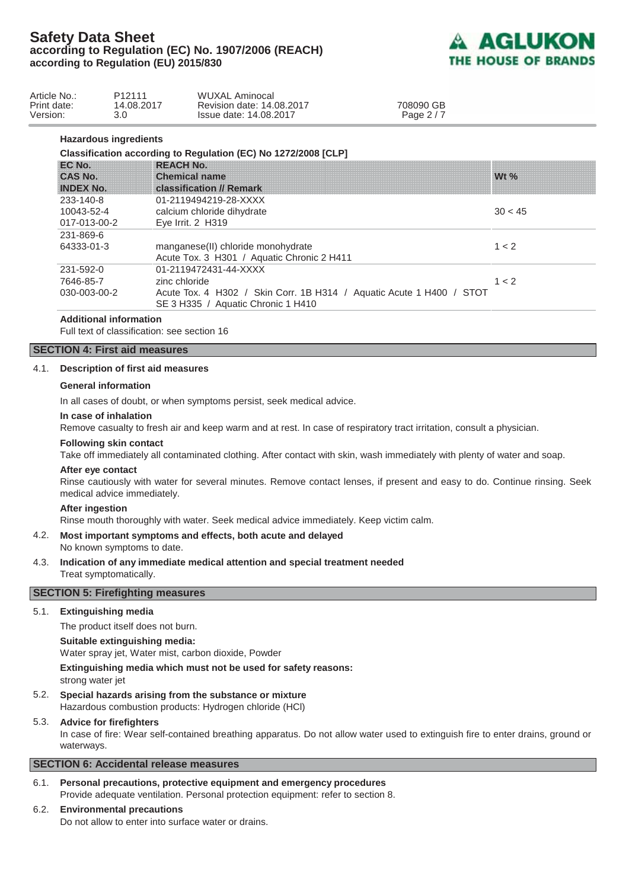**Hazardous ingredients**

**Classification according to Regulation (EC) No 1272/2008 [CLP]**

| EC No.<br>CAS No.<br>INDEX No. | REACH No.<br>Chemical name<br>classification // Remark | Wt % |
|---|---|---|
| 233-140-8<br>10043-52-4<br>017-013-00-2 | 01-2119494219-28-XXXX<br>calcium chloride dihydrate<br>Eye Irrit. 2 H319 | 30 < 45 |
| 231-869-6<br>64333-01-3 | manganese(II) chloride monohydrate<br>Acute Tox. 3 H301 / Aquatic Chronic 2 H411 | 1 < 2 |
| 231-592-0<br>7646-85-7<br>030-003-00-2 | 01-2119472431-44-XXXX<br>zinc chloride<br>Acute Tox. 4 H302 / Skin Corr. 1B H314 / Aquatic Acute 1 H400 / STOT SE 3 H335 / Aquatic Chronic 1 H410 | 1 < 2 |

**Additional information**

Full text of classification: see section 16

## SECTION 4: First aid measures

### 4.1. Description of first aid measures

**General information**

In all cases of doubt, or when symptoms persist, seek medical advice.

**In case of inhalation**

Remove casualty to fresh air and keep warm and at rest. In case of respiratory tract irritation, consult a physician.

**Following skin contact**

Take off immediately all contaminated clothing. After contact with skin, wash immediately with plenty of water and soap.

**After eye contact**

Rinse cautiously with water for several minutes. Remove contact lenses, if present and easy to do. Continue rinsing. Seek medical advice immediately.

**After ingestion**

Rinse mouth thoroughly with water. Seek medical advice immediately. Keep victim calm.

### 4.2. Most important symptoms and effects, both acute and delayed

No known symptoms to date.

### 4.3. Indication of any immediate medical attention and special treatment needed

Treat symptomatically.

## SECTION 5: Firefighting measures

### 5.1. Extinguishing media

The product itself does not burn.

**Suitable extinguishing media:**

Water spray jet, Water mist, carbon dioxide, Powder

**Extinguishing media which must not be used for safety reasons:**

strong water jet

### 5.2. Special hazards arising from the substance or mixture

Hazardous combustion products: Hydrogen chloride (HCl)

### 5.3. Advice for firefighters

In case of fire: Wear self-contained breathing apparatus. Do not allow water used to extinguish fire to enter drains, ground or waterways.

## SECTION 6: Accidental release measures

### 6.1. Personal precautions, protective equipment and emergency procedures

Provide adequate ventilation. Personal protection equipment: refer to section 8.

### 6.2. Environmental precautions

Do not allow to enter into surface water or drains.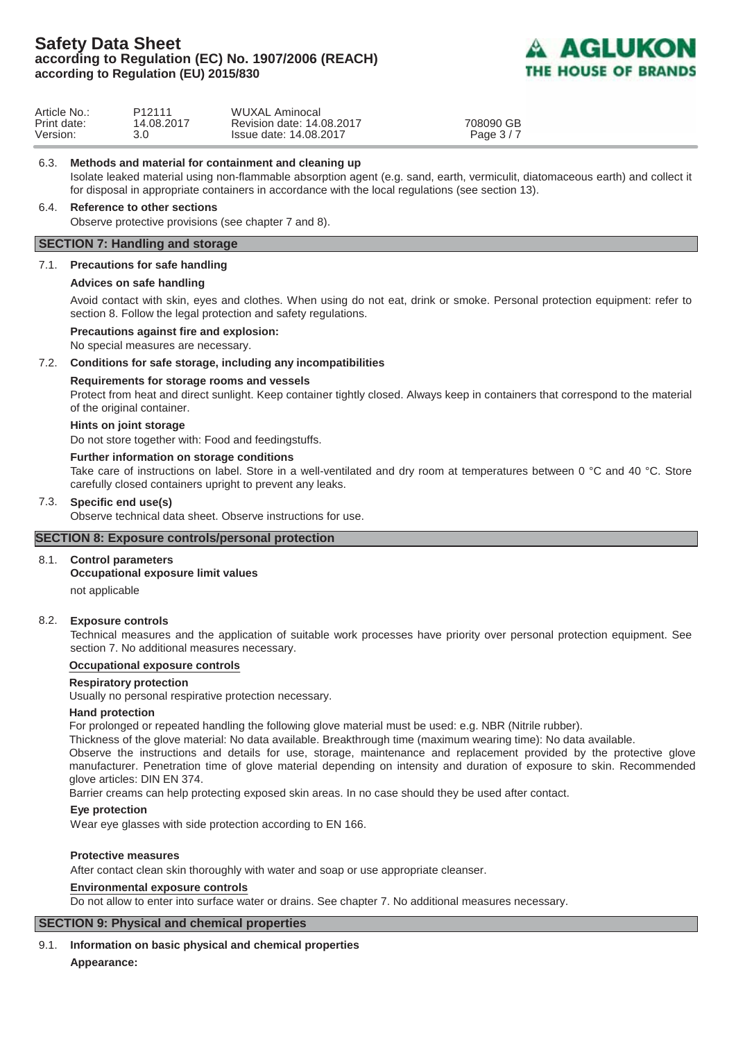6.3. **Methods and material for containment and cleaning up**

Isolate leaked material using non-flammable absorption agent (e.g. sand, earth, vermiculit, diatomaceous earth) and collect it for disposal in appropriate containers in accordance with the local regulations (see section 13).

6.4. **Reference to other sections**

Observe protective provisions (see chapter 7 and 8).

## SECTION 7: Handling and storage

7.1. **Precautions for safe handling**

**Advices on safe handling**

Avoid contact with skin, eyes and clothes. When using do not eat, drink or smoke. Personal protection equipment: refer to section 8. Follow the legal protection and safety regulations.

**Precautions against fire and explosion:**

No special measures are necessary.

7.2. **Conditions for safe storage, including any incompatibilities**

**Requirements for storage rooms and vessels**

Protect from heat and direct sunlight. Keep container tightly closed. Always keep in containers that correspond to the material of the original container.

**Hints on joint storage**

Do not store together with: Food and feedingstuffs.

**Further information on storage conditions**

Take care of instructions on label. Store in a well-ventilated and dry room at temperatures between 0 °C and 40 °C. Store carefully closed containers upright to prevent any leaks.

7.3. **Specific end use(s)**

Observe technical data sheet. Observe instructions for use.

## SECTION 8: Exposure controls/personal protection

8.1. **Control parameters**

**Occupational exposure limit values**

not applicable

8.2. **Exposure controls**

Technical measures and the application of suitable work processes have priority over personal protection equipment. See section 7. No additional measures necessary.

**Occupational exposure controls**

**Respiratory protection**

Usually no personal respirative protection necessary.

**Hand protection**

For prolonged or repeated handling the following glove material must be used: e.g. NBR (Nitrile rubber).

Thickness of the glove material: No data available. Breakthrough time (maximum wearing time): No data available.

Observe the instructions and details for use, storage, maintenance and replacement provided by the protective glove manufacturer. Penetration time of glove material depending on intensity and duration of exposure to skin. Recommended glove articles: DIN EN 374.

Barrier creams can help protecting exposed skin areas. In no case should they be used after contact.

**Eye protection**

Wear eye glasses with side protection according to EN 166.

**Protective measures**

After contact clean skin thoroughly with water and soap or use appropriate cleanser.

**Environmental exposure controls**

Do not allow to enter into surface water or drains. See chapter 7. No additional measures necessary.

## SECTION 9: Physical and chemical properties

9.1. **Information on basic physical and chemical properties**

**Appearance:**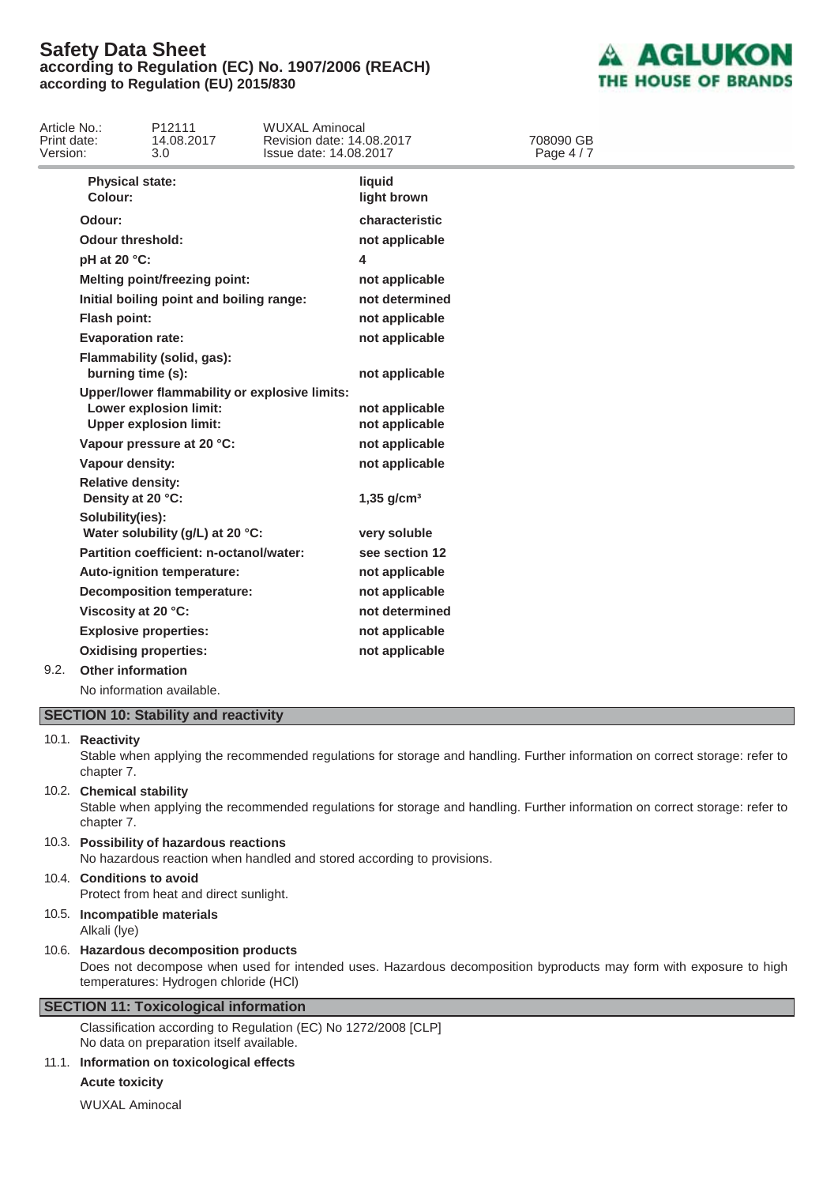| | |
|---|---|
| **Physical state:** | **liquid** |
| **Colour:** | **light brown** |
| **Odour:** | **characteristic** |
| **Odour threshold:** | **not applicable** |
| **pH at 20 °C:** | **4** |
| **Melting point/freezing point:** | **not applicable** |
| **Initial boiling point and boiling range:** | **not determined** |
| **Flash point:** | **not applicable** |
| **Evaporation rate:** | **not applicable** |
| **Flammability (solid, gas):** | |
| **burning time (s):** | **not applicable** |
| **Upper/lower flammability or explosive limits:** | |
| **Lower explosion limit:** | **not applicable** |
| **Upper explosion limit:** | **not applicable** |
| **Vapour pressure at 20 °C:** | **not applicable** |
| **Vapour density:** | **not applicable** |
| **Relative density:** | |
| **Density at 20 °C:** | **1,35 g/cm³** |
| **Solubility(ies):** | |
| **Water solubility (g/L) at 20 °C:** | **very soluble** |
| **Partition coefficient: n-octanol/water:** | **see section 12** |
| **Auto-ignition temperature:** | **not applicable** |
| **Decomposition temperature:** | **not applicable** |
| **Viscosity at 20 °C:** | **not determined** |
| **Explosive properties:** | **not applicable** |
| **Oxidising properties:** | **not applicable** |

9.2. **Other information**

No information available.

## SECTION 10: Stability and reactivity

10.1. **Reactivity**

Stable when applying the recommended regulations for storage and handling. Further information on correct storage: refer to chapter 7.

10.2. **Chemical stability**

Stable when applying the recommended regulations for storage and handling. Further information on correct storage: refer to chapter 7.

10.3. **Possibility of hazardous reactions**

No hazardous reaction when handled and stored according to provisions.

10.4. **Conditions to avoid**

Protect from heat and direct sunlight.

10.5. **Incompatible materials**

Alkali (lye)

10.6. **Hazardous decomposition products**

Does not decompose when used for intended uses. Hazardous decomposition byproducts may form with exposure to high temperatures: Hydrogen chloride (HCl)

## SECTION 11: Toxicological information

Classification according to Regulation (EC) No 1272/2008 [CLP]
No data on preparation itself available.

11.1. **Information on toxicological effects**

**Acute toxicity**

WUXAL Aminocal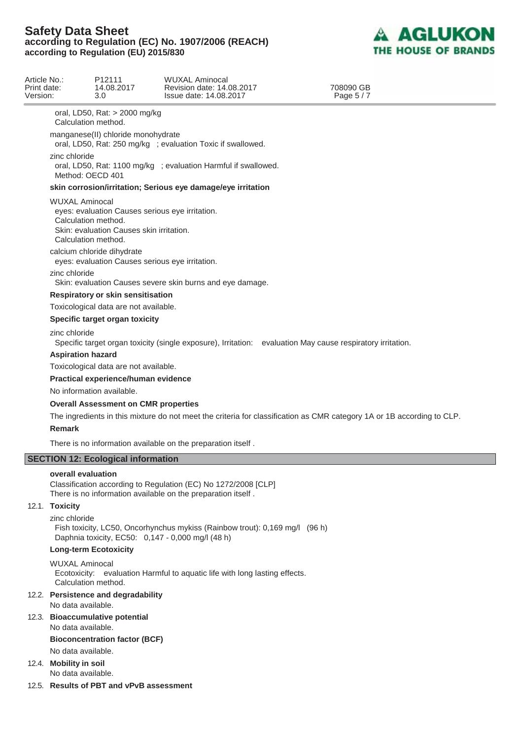oral, LD50, Rat: > 2000 mg/kg
Calculation method.

manganese(II) chloride monohydrate
oral, LD50, Rat: 250 mg/kg ; evaluation Toxic if swallowed.

zinc chloride
oral, LD50, Rat: 1100 mg/kg ; evaluation Harmful if swallowed.
Method: OECD 401

**skin corrosion/irritation; Serious eye damage/eye irritation**

WUXAL Aminocal
eyes: evaluation Causes serious eye irritation.
Calculation method.
Skin: evaluation Causes skin irritation.
Calculation method.

calcium chloride dihydrate
eyes: evaluation Causes serious eye irritation.

zinc chloride
Skin: evaluation Causes severe skin burns and eye damage.

**Respiratory or skin sensitisation**

Toxicological data are not available.

**Specific target organ toxicity**

zinc chloride
Specific target organ toxicity (single exposure), Irritation: evaluation May cause respiratory irritation.

**Aspiration hazard**

Toxicological data are not available.

**Practical experience/human evidence**

No information available.

**Overall Assessment on CMR properties**

The ingredients in this mixture do not meet the criteria for classification as CMR category 1A or 1B according to CLP.

**Remark**

There is no information available on the preparation itself .

## SECTION 12: Ecological information

**overall evaluation**

Classification according to Regulation (EC) No 1272/2008 [CLP]
There is no information available on the preparation itself .

### 12.1. Toxicity

zinc chloride
Fish toxicity, LC50, Oncorhynchus mykiss (Rainbow trout): 0,169 mg/l (96 h)
Daphnia toxicity, EC50: 0,147 - 0,000 mg/l (48 h)

**Long-term Ecotoxicity**

WUXAL Aminocal
Ecotoxicity: evaluation Harmful to aquatic life with long lasting effects.
Calculation method.

### 12.2. Persistence and degradability

No data available.

### 12.3. Bioaccumulative potential

No data available.

**Bioconcentration factor (BCF)**

No data available.

### 12.4. Mobility in soil

No data available.

### 12.5. Results of PBT and vPvB assessment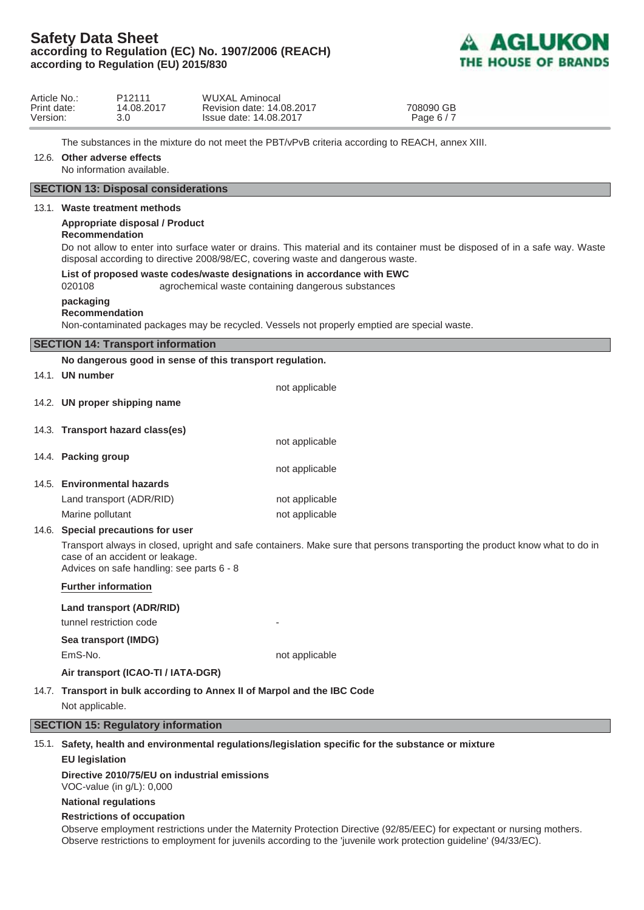The substances in the mixture do not meet the PBT/vPvB criteria according to REACH, annex XIII.

**12.6. Other adverse effects**

No information available.

## SECTION 13: Disposal considerations

**13.1. Waste treatment methods**

**Appropriate disposal / Product**

**Recommendation**

Do not allow to enter into surface water or drains. This material and its container must be disposed of in a safe way. Waste disposal according to directive 2008/98/EC, covering waste and dangerous waste.

**List of proposed waste codes/waste designations in accordance with EWC**

020108 agrochemical waste containing dangerous substances

**packaging**

**Recommendation**

Non-contaminated packages may be recycled. Vessels not properly emptied are special waste.

## SECTION 14: Transport information

**No dangerous good in sense of this transport regulation.**

**14.1. UN number**

not applicable

**14.2. UN proper shipping name**

**14.3. Transport hazard class(es)**

not applicable

**14.4. Packing group**

not applicable

**14.5. Environmental hazards**

| | |
|---|---|
| Land transport (ADR/RID) | not applicable |
| Marine pollutant | not applicable |

**14.6. Special precautions for user**

Transport always in closed, upright and safe containers. Make sure that persons transporting the product know what to do in case of an accident or leakage.
Advices on safe handling: see parts 6 - 8

**Further information**

**Land transport (ADR/RID)**

tunnel restriction code -

**Sea transport (IMDG)**

EmS-No. not applicable

**Air transport (ICAO-TI / IATA-DGR)**

**14.7. Transport in bulk according to Annex II of Marpol and the IBC Code**

Not applicable.

## SECTION 15: Regulatory information

**15.1. Safety, health and environmental regulations/legislation specific for the substance or mixture**

**EU legislation**

**Directive 2010/75/EU on industrial emissions**

VOC-value (in g/L): 0,000

**National regulations**

**Restrictions of occupation**

Observe employment restrictions under the Maternity Protection Directive (92/85/EEC) for expectant or nursing mothers.
Observe restrictions to employment for juvenils according to the 'juvenile work protection guideline' (94/33/EC).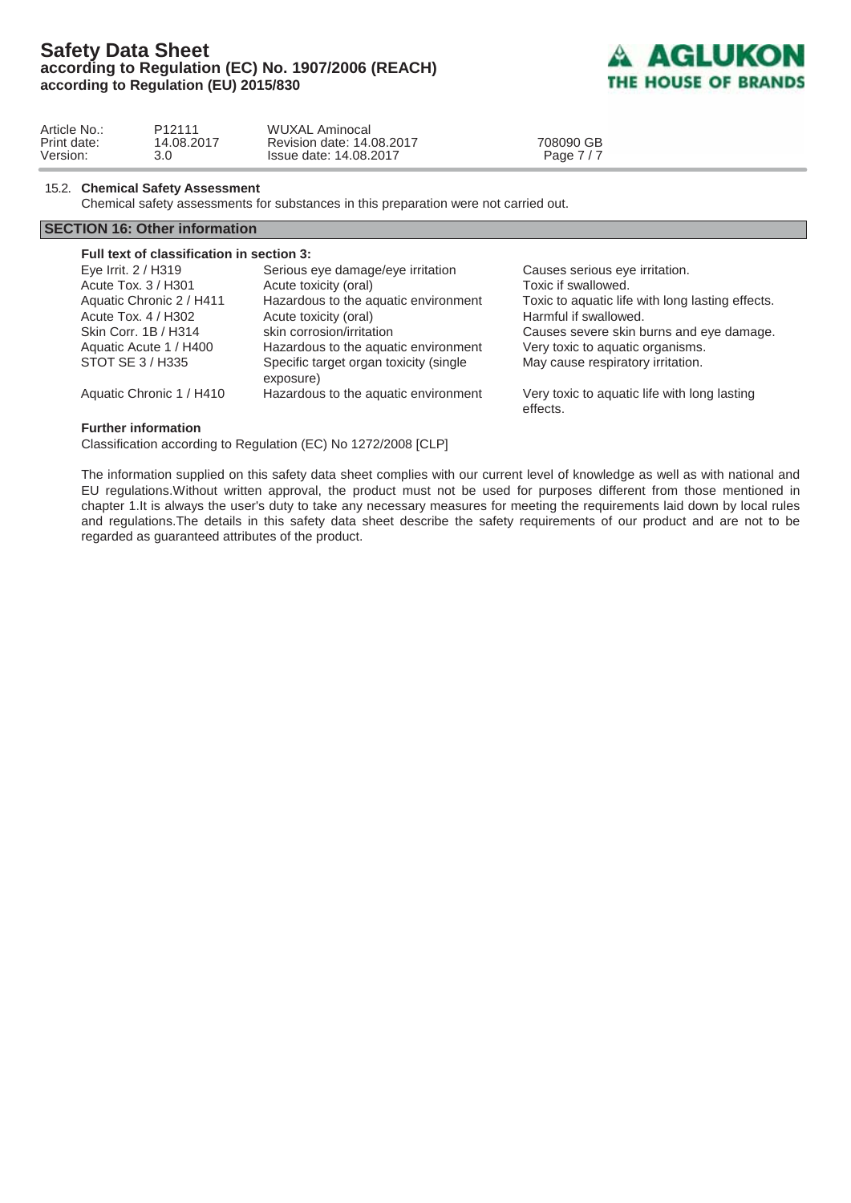### 15.2. Chemical Safety Assessment

Chemical safety assessments for substances in this preparation were not carried out.

## SECTION 16: Other information

**Full text of classification in section 3:**

| | | |
|---|---|---|
| Eye Irrit. 2 / H319 | Serious eye damage/eye irritation | Causes serious eye irritation. |
| Acute Tox. 3 / H301 | Acute toxicity (oral) | Toxic if swallowed. |
| Aquatic Chronic 2 / H411 | Hazardous to the aquatic environment | Toxic to aquatic life with long lasting effects. |
| Acute Tox. 4 / H302 | Acute toxicity (oral) | Harmful if swallowed. |
| Skin Corr. 1B / H314 | skin corrosion/irritation | Causes severe skin burns and eye damage. |
| Aquatic Acute 1 / H400 | Hazardous to the aquatic environment | Very toxic to aquatic organisms. |
| STOT SE 3 / H335 | Specific target organ toxicity (single exposure) | May cause respiratory irritation. |
| Aquatic Chronic 1 / H410 | Hazardous to the aquatic environment | Very toxic to aquatic life with long lasting effects. |

**Further information**

Classification according to Regulation (EC) No 1272/2008 [CLP]

The information supplied on this safety data sheet complies with our current level of knowledge as well as with national and EU regulations.Without written approval, the product must not be used for purposes different from those mentioned in chapter 1.It is always the user's duty to take any necessary measures for meeting the requirements laid down by local rules and regulations.The details in this safety data sheet describe the safety requirements of our product and are not to be regarded as guaranteed attributes of the product.